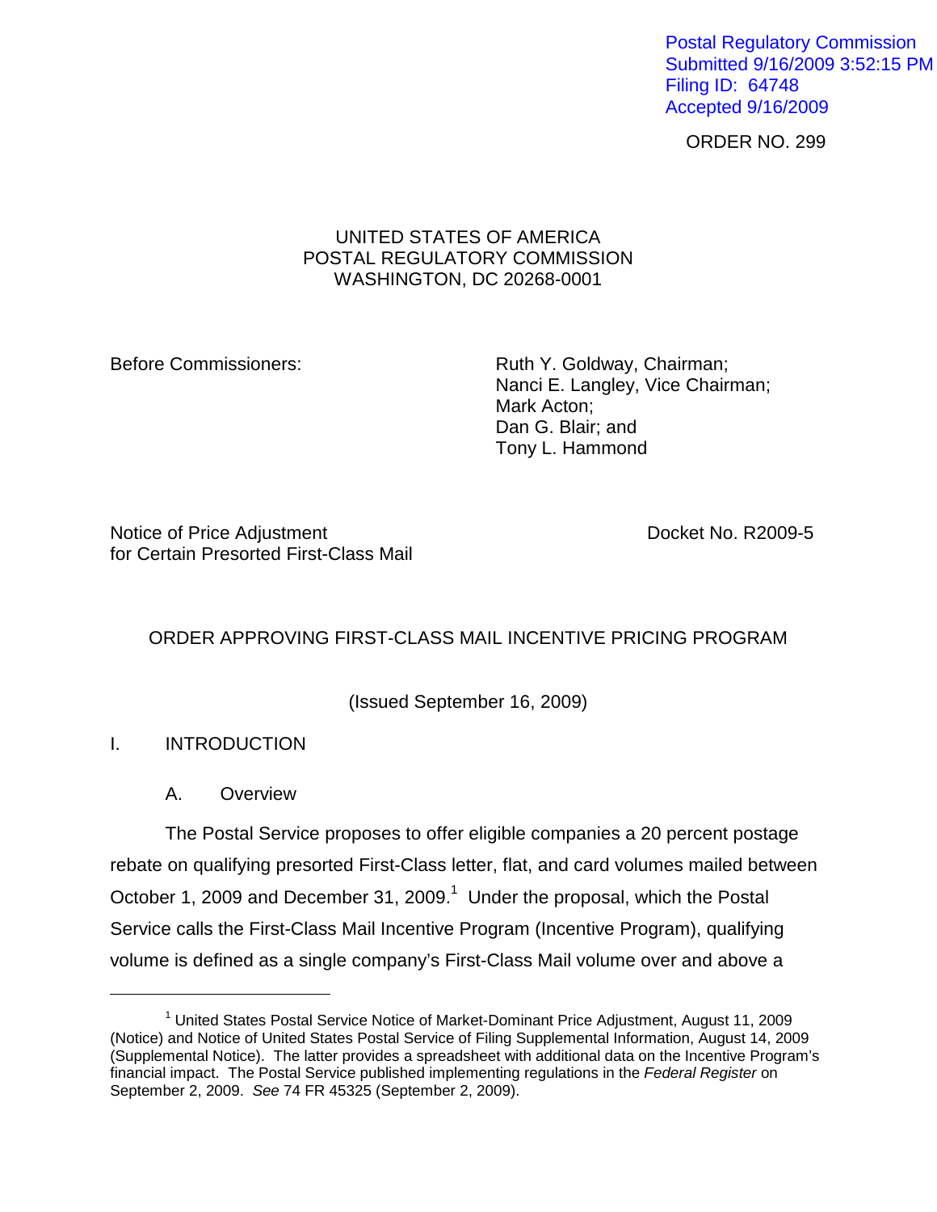Postal Regulatory Commission
Submitted 9/16/2009 3:52:15 PM
Filing ID: 64748
Accepted 9/16/2009

ORDER NO. 299

UNITED STATES OF AMERICA
POSTAL REGULATORY COMMISSION
WASHINGTON, DC 20268-0001

Before Commissioners:

Ruth Y. Goldway, Chairman;
Nanci E. Langley, Vice Chairman;
Mark Acton;
Dan G. Blair; and
Tony L. Hammond

Notice of Price Adjustment for Certain Presorted First-Class Mail

Docket No. R2009-5

# ORDER APPROVING FIRST-CLASS MAIL INCENTIVE PRICING PROGRAM

(Issued September 16, 2009)

## I. INTRODUCTION

### A. Overview

The Postal Service proposes to offer eligible companies a 20 percent postage rebate on qualifying presorted First-Class letter, flat, and card volumes mailed between October 1, 2009 and December 31, 2009.[1] Under the proposal, which the Postal Service calls the First-Class Mail Incentive Program (Incentive Program), qualifying volume is defined as a single company's First-Class Mail volume over and above a

---

[1] United States Postal Service Notice of Market-Dominant Price Adjustment, August 11, 2009 (Notice) and Notice of United States Postal Service of Filing Supplemental Information, August 14, 2009 (Supplemental Notice). The latter provides a spreadsheet with additional data on the Incentive Program's financial impact. The Postal Service published implementing regulations in the *Federal Register* on September 2, 2009. *See* 74 FR 45325 (September 2, 2009).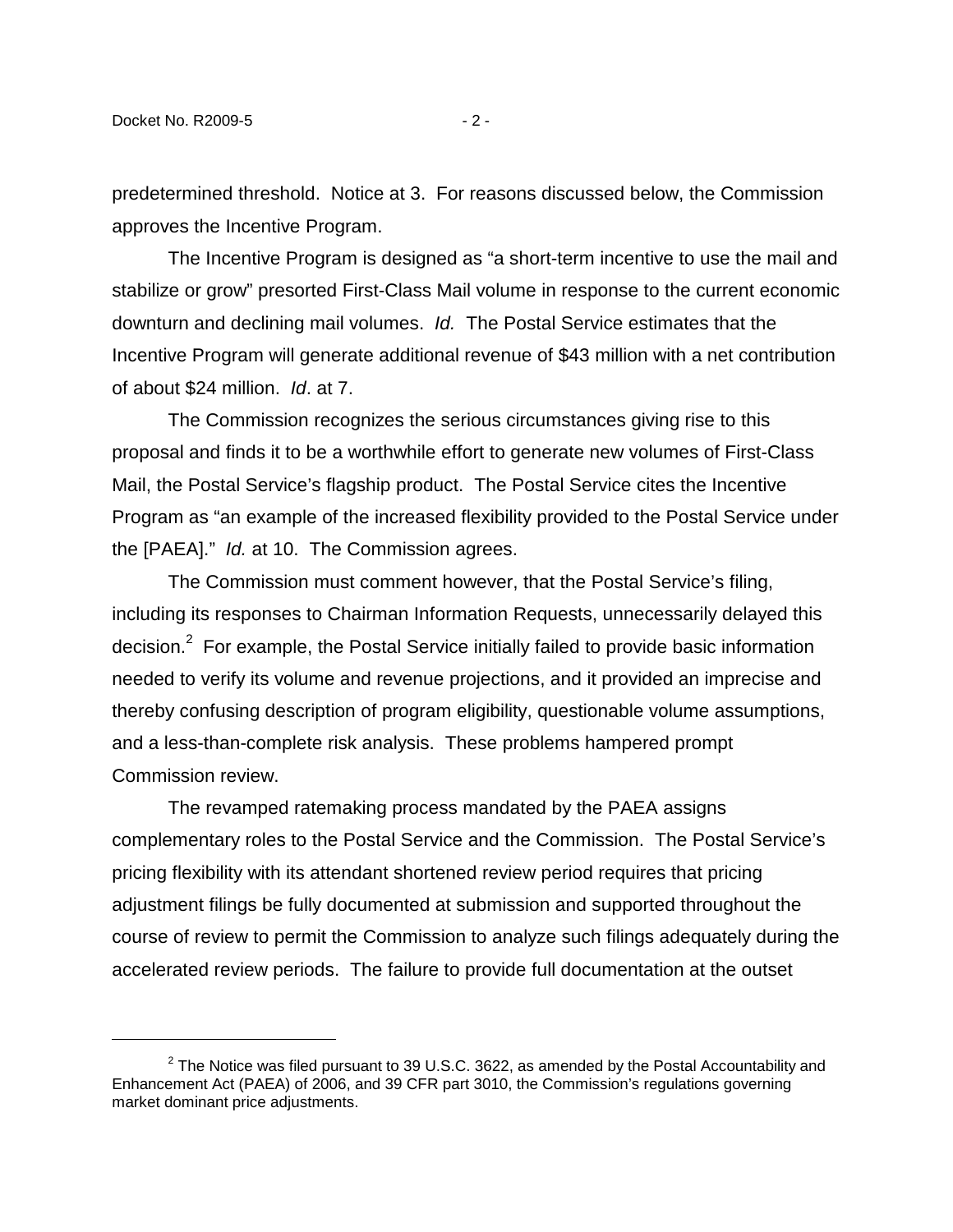predetermined threshold. Notice at 3. For reasons discussed below, the Commission approves the Incentive Program.

The Incentive Program is designed as "a short-term incentive to use the mail and stabilize or grow" presorted First-Class Mail volume in response to the current economic downturn and declining mail volumes. *Id.* The Postal Service estimates that the Incentive Program will generate additional revenue of $43 million with a net contribution of about $24 million. *Id*. at 7.

The Commission recognizes the serious circumstances giving rise to this proposal and finds it to be a worthwhile effort to generate new volumes of First-Class Mail, the Postal Service's flagship product. The Postal Service cites the Incentive Program as "an example of the increased flexibility provided to the Postal Service under the [PAEA]." *Id.* at 10. The Commission agrees.

The Commission must comment however, that the Postal Service's filing, including its responses to Chairman Information Requests, unnecessarily delayed this decision.[2] For example, the Postal Service initially failed to provide basic information needed to verify its volume and revenue projections, and it provided an imprecise and thereby confusing description of program eligibility, questionable volume assumptions, and a less-than-complete risk analysis. These problems hampered prompt Commission review.

The revamped ratemaking process mandated by the PAEA assigns complementary roles to the Postal Service and the Commission. The Postal Service's pricing flexibility with its attendant shortened review period requires that pricing adjustment filings be fully documented at submission and supported throughout the course of review to permit the Commission to analyze such filings adequately during the accelerated review periods. The failure to provide full documentation at the outset

[2] The Notice was filed pursuant to 39 U.S.C. 3622, as amended by the Postal Accountability and Enhancement Act (PAEA) of 2006, and 39 CFR part 3010, the Commission's regulations governing market dominant price adjustments.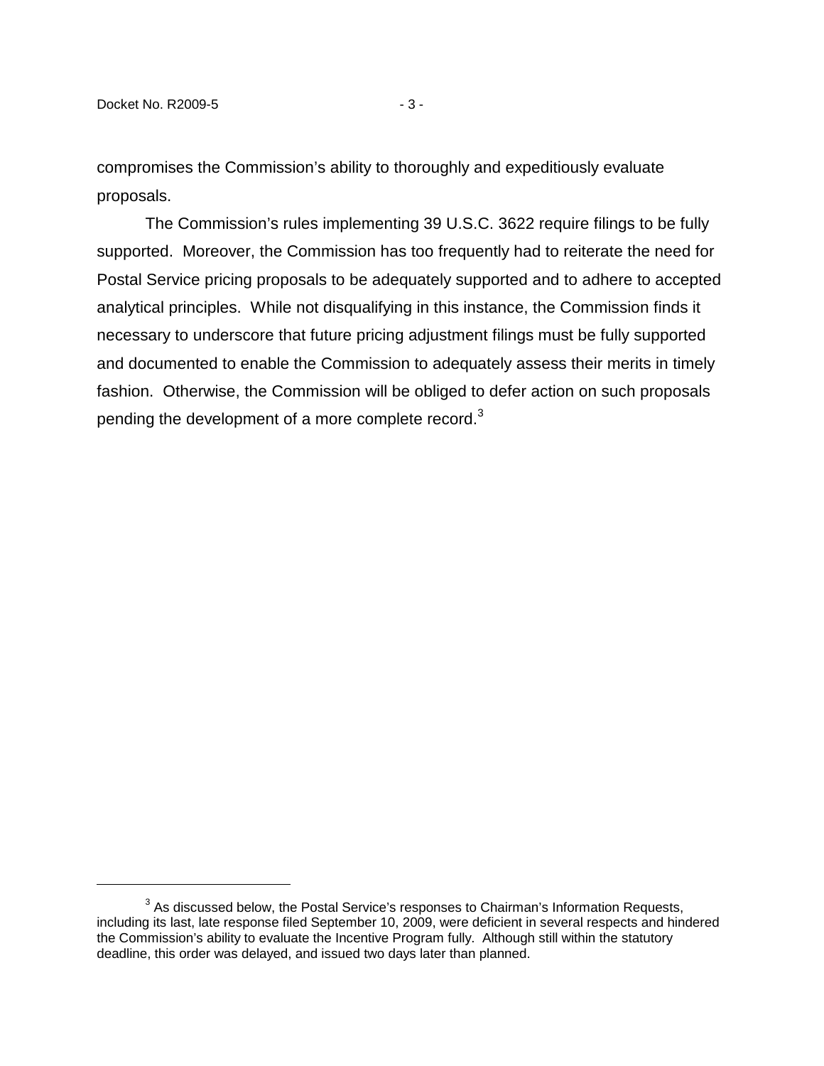compromises the Commission's ability to thoroughly and expeditiously evaluate proposals.

The Commission's rules implementing 39 U.S.C. 3622 require filings to be fully supported. Moreover, the Commission has too frequently had to reiterate the need for Postal Service pricing proposals to be adequately supported and to adhere to accepted analytical principles. While not disqualifying in this instance, the Commission finds it necessary to underscore that future pricing adjustment filings must be fully supported and documented to enable the Commission to adequately assess their merits in timely fashion. Otherwise, the Commission will be obliged to defer action on such proposals pending the development of a more complete record.[3]

---

[3] As discussed below, the Postal Service's responses to Chairman's Information Requests, including its last, late response filed September 10, 2009, were deficient in several respects and hindered the Commission's ability to evaluate the Incentive Program fully. Although still within the statutory deadline, this order was delayed, and issued two days later than planned.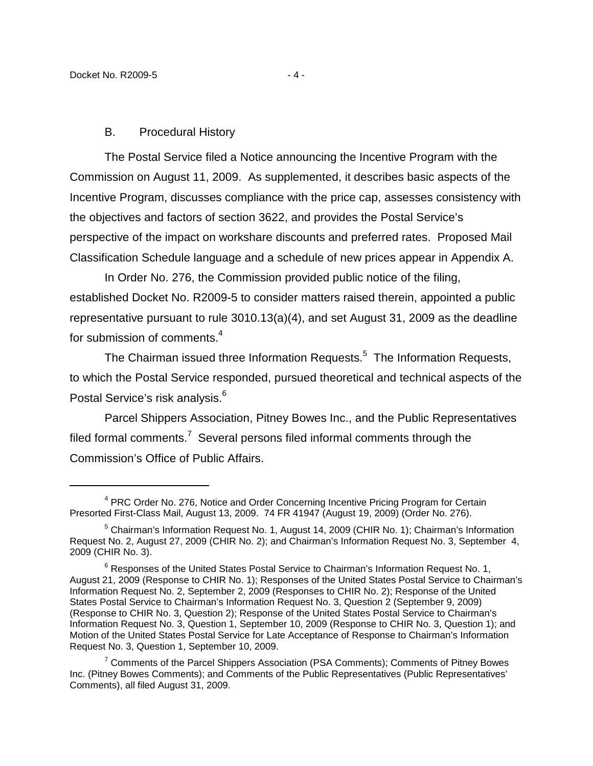### B. Procedural History

The Postal Service filed a Notice announcing the Incentive Program with the Commission on August 11, 2009. As supplemented, it describes basic aspects of the Incentive Program, discusses compliance with the price cap, assesses consistency with the objectives and factors of section 3622, and provides the Postal Service's perspective of the impact on workshare discounts and preferred rates. Proposed Mail Classification Schedule language and a schedule of new prices appear in Appendix A.

In Order No. 276, the Commission provided public notice of the filing, established Docket No. R2009-5 to consider matters raised therein, appointed a public representative pursuant to rule 3010.13(a)(4), and set August 31, 2009 as the deadline for submission of comments.[4]

The Chairman issued three Information Requests.[5] The Information Requests, to which the Postal Service responded, pursued theoretical and technical aspects of the Postal Service's risk analysis.[6]

Parcel Shippers Association, Pitney Bowes Inc., and the Public Representatives filed formal comments.[7] Several persons filed informal comments through the Commission's Office of Public Affairs.

---

[4] PRC Order No. 276, Notice and Order Concerning Incentive Pricing Program for Certain Presorted First-Class Mail, August 13, 2009. 74 FR 41947 (August 19, 2009) (Order No. 276).

[5] Chairman's Information Request No. 1, August 14, 2009 (CHIR No. 1); Chairman's Information Request No. 2, August 27, 2009 (CHIR No. 2); and Chairman's Information Request No. 3, September 4, 2009 (CHIR No. 3).

[6] Responses of the United States Postal Service to Chairman's Information Request No. 1, August 21, 2009 (Response to CHIR No. 1); Responses of the United States Postal Service to Chairman's Information Request No. 2, September 2, 2009 (Responses to CHIR No. 2); Response of the United States Postal Service to Chairman's Information Request No. 3, Question 2 (September 9, 2009) (Response to CHIR No. 3, Question 2); Response of the United States Postal Service to Chairman's Information Request No. 3, Question 1, September 10, 2009 (Response to CHIR No. 3, Question 1); and Motion of the United States Postal Service for Late Acceptance of Response to Chairman's Information Request No. 3, Question 1, September 10, 2009.

[7] Comments of the Parcel Shippers Association (PSA Comments); Comments of Pitney Bowes Inc. (Pitney Bowes Comments); and Comments of the Public Representatives (Public Representatives' Comments), all filed August 31, 2009.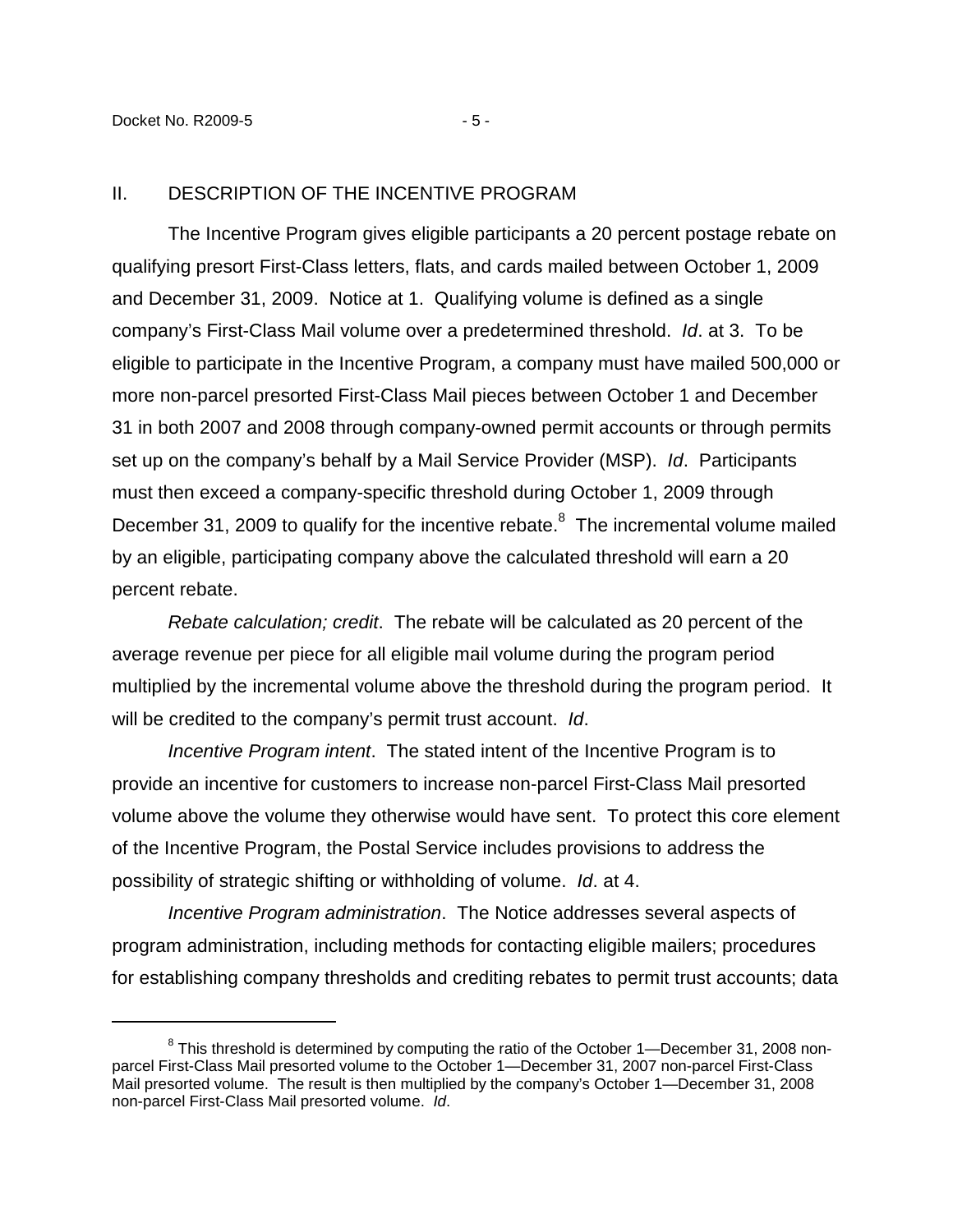## II. DESCRIPTION OF THE INCENTIVE PROGRAM

The Incentive Program gives eligible participants a 20 percent postage rebate on qualifying presort First-Class letters, flats, and cards mailed between October 1, 2009 and December 31, 2009. Notice at 1. Qualifying volume is defined as a single company's First-Class Mail volume over a predetermined threshold. *Id*. at 3. To be eligible to participate in the Incentive Program, a company must have mailed 500,000 or more non-parcel presorted First-Class Mail pieces between October 1 and December 31 in both 2007 and 2008 through company-owned permit accounts or through permits set up on the company's behalf by a Mail Service Provider (MSP). *Id*. Participants must then exceed a company-specific threshold during October 1, 2009 through December 31, 2009 to qualify for the incentive rebate.[8] The incremental volume mailed by an eligible, participating company above the calculated threshold will earn a 20 percent rebate.

*Rebate calculation; credit*. The rebate will be calculated as 20 percent of the average revenue per piece for all eligible mail volume during the program period multiplied by the incremental volume above the threshold during the program period. It will be credited to the company's permit trust account. *Id*.

*Incentive Program intent*. The stated intent of the Incentive Program is to provide an incentive for customers to increase non-parcel First-Class Mail presorted volume above the volume they otherwise would have sent. To protect this core element of the Incentive Program, the Postal Service includes provisions to address the possibility of strategic shifting or withholding of volume. *Id*. at 4.

*Incentive Program administration*. The Notice addresses several aspects of program administration, including methods for contacting eligible mailers; procedures for establishing company thresholds and crediting rebates to permit trust accounts; data

---

[8] This threshold is determined by computing the ratio of the October 1—December 31, 2008 non-parcel First-Class Mail presorted volume to the October 1—December 31, 2007 non-parcel First-Class Mail presorted volume. The result is then multiplied by the company's October 1—December 31, 2008 non-parcel First-Class Mail presorted volume. *Id*.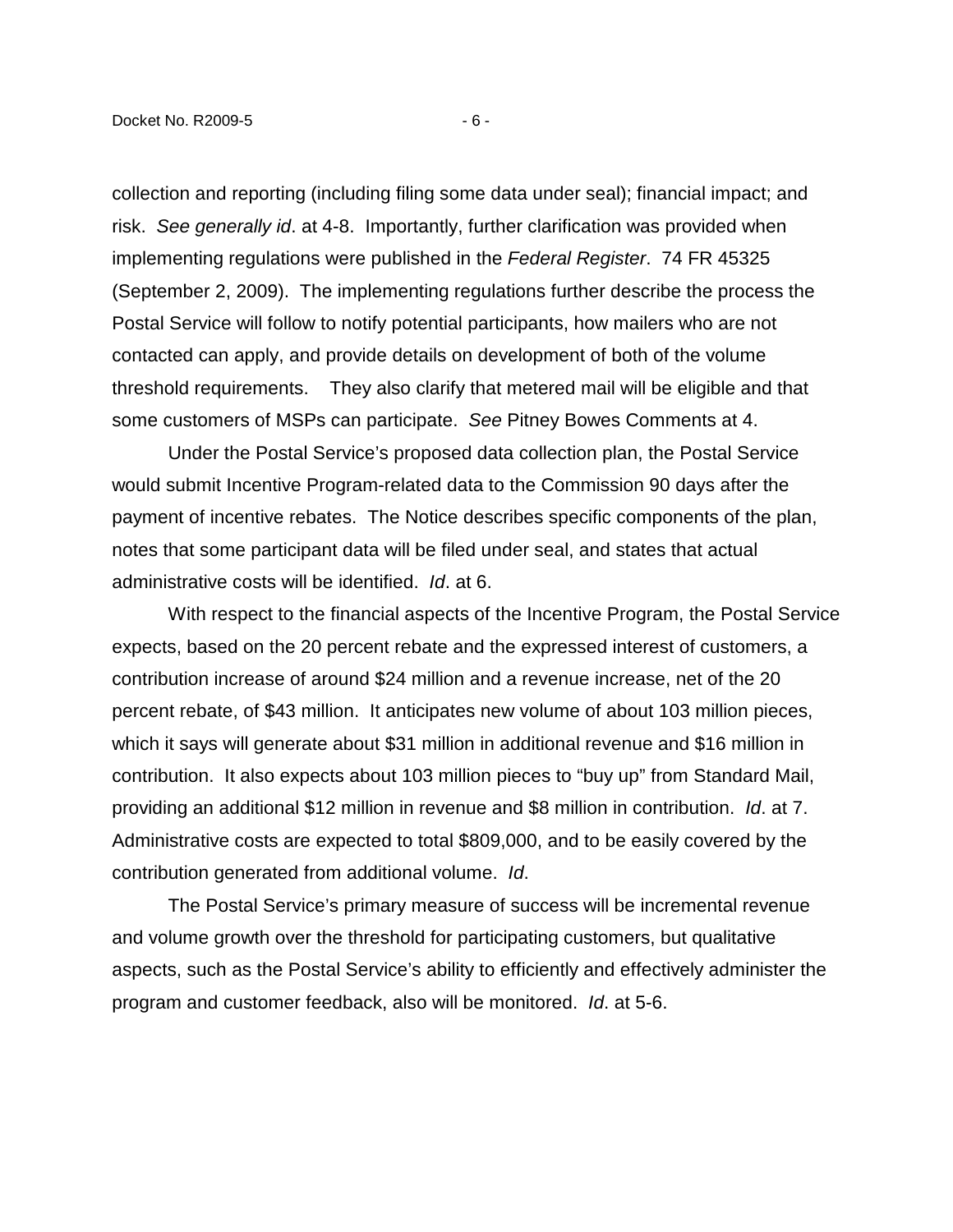collection and reporting (including filing some data under seal); financial impact; and risk. *See generally id*. at 4-8. Importantly, further clarification was provided when implementing regulations were published in the *Federal Register*. 74 FR 45325 (September 2, 2009). The implementing regulations further describe the process the Postal Service will follow to notify potential participants, how mailers who are not contacted can apply, and provide details on development of both of the volume threshold requirements. They also clarify that metered mail will be eligible and that some customers of MSPs can participate. *See* Pitney Bowes Comments at 4.

Under the Postal Service's proposed data collection plan, the Postal Service would submit Incentive Program-related data to the Commission 90 days after the payment of incentive rebates. The Notice describes specific components of the plan, notes that some participant data will be filed under seal, and states that actual administrative costs will be identified. *Id*. at 6.

With respect to the financial aspects of the Incentive Program, the Postal Service expects, based on the 20 percent rebate and the expressed interest of customers, a contribution increase of around $24 million and a revenue increase, net of the 20 percent rebate, of $43 million. It anticipates new volume of about 103 million pieces, which it says will generate about $31 million in additional revenue and $16 million in contribution. It also expects about 103 million pieces to "buy up" from Standard Mail, providing an additional $12 million in revenue and $8 million in contribution. *Id*. at 7. Administrative costs are expected to total $809,000, and to be easily covered by the contribution generated from additional volume. *Id*.

The Postal Service's primary measure of success will be incremental revenue and volume growth over the threshold for participating customers, but qualitative aspects, such as the Postal Service's ability to efficiently and effectively administer the program and customer feedback, also will be monitored. *Id*. at 5-6.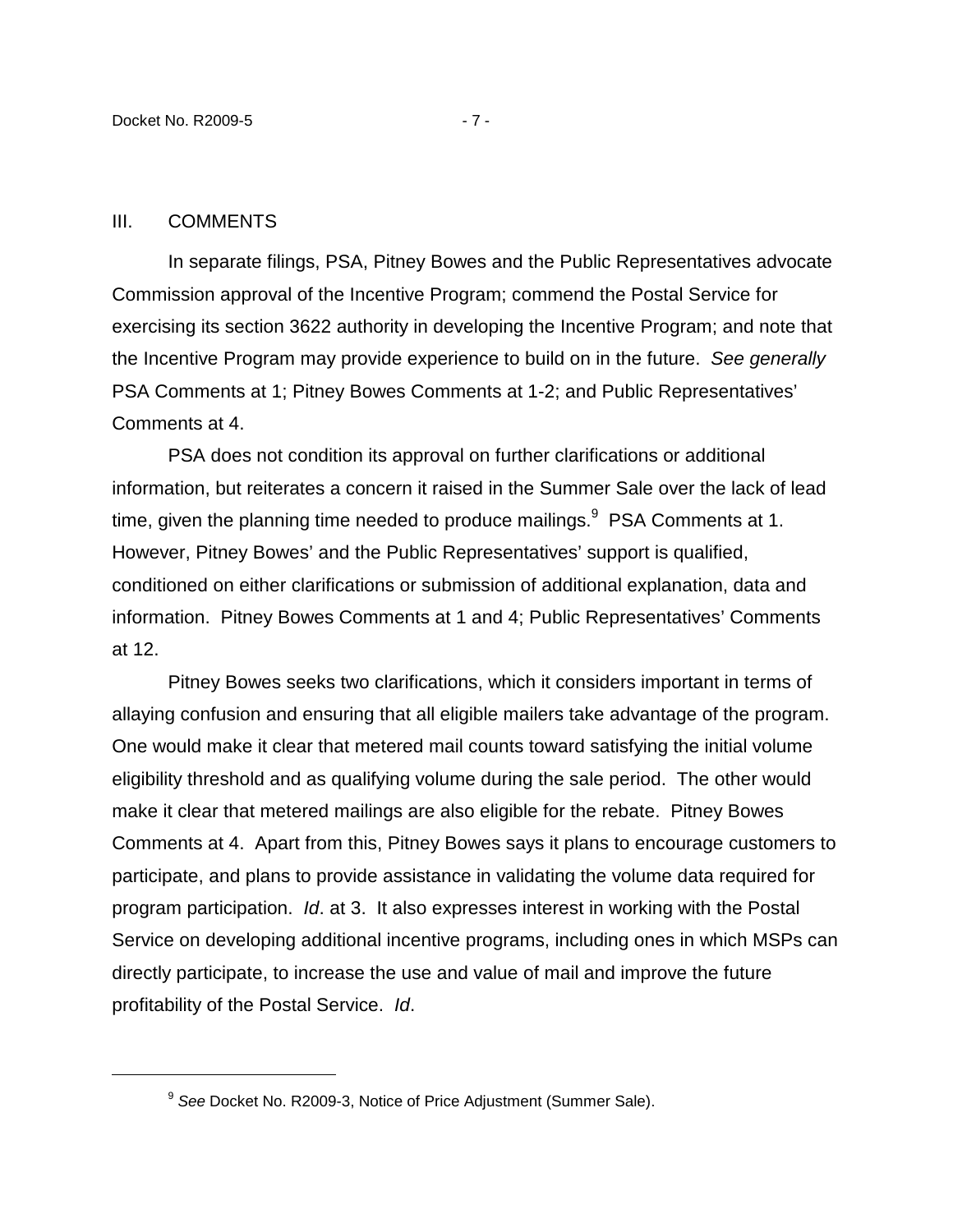## III. COMMENTS

In separate filings, PSA, Pitney Bowes and the Public Representatives advocate Commission approval of the Incentive Program; commend the Postal Service for exercising its section 3622 authority in developing the Incentive Program; and note that the Incentive Program may provide experience to build on in the future. *See generally* PSA Comments at 1; Pitney Bowes Comments at 1-2; and Public Representatives' Comments at 4.

PSA does not condition its approval on further clarifications or additional information, but reiterates a concern it raised in the Summer Sale over the lack of lead time, given the planning time needed to produce mailings.[9] PSA Comments at 1. However, Pitney Bowes' and the Public Representatives' support is qualified, conditioned on either clarifications or submission of additional explanation, data and information. Pitney Bowes Comments at 1 and 4; Public Representatives' Comments at 12.

Pitney Bowes seeks two clarifications, which it considers important in terms of allaying confusion and ensuring that all eligible mailers take advantage of the program. One would make it clear that metered mail counts toward satisfying the initial volume eligibility threshold and as qualifying volume during the sale period. The other would make it clear that metered mailings are also eligible for the rebate. Pitney Bowes Comments at 4. Apart from this, Pitney Bowes says it plans to encourage customers to participate, and plans to provide assistance in validating the volume data required for program participation. *Id*. at 3. It also expresses interest in working with the Postal Service on developing additional incentive programs, including ones in which MSPs can directly participate, to increase the use and value of mail and improve the future profitability of the Postal Service. *Id*.

---

[9] *See* Docket No. R2009-3, Notice of Price Adjustment (Summer Sale).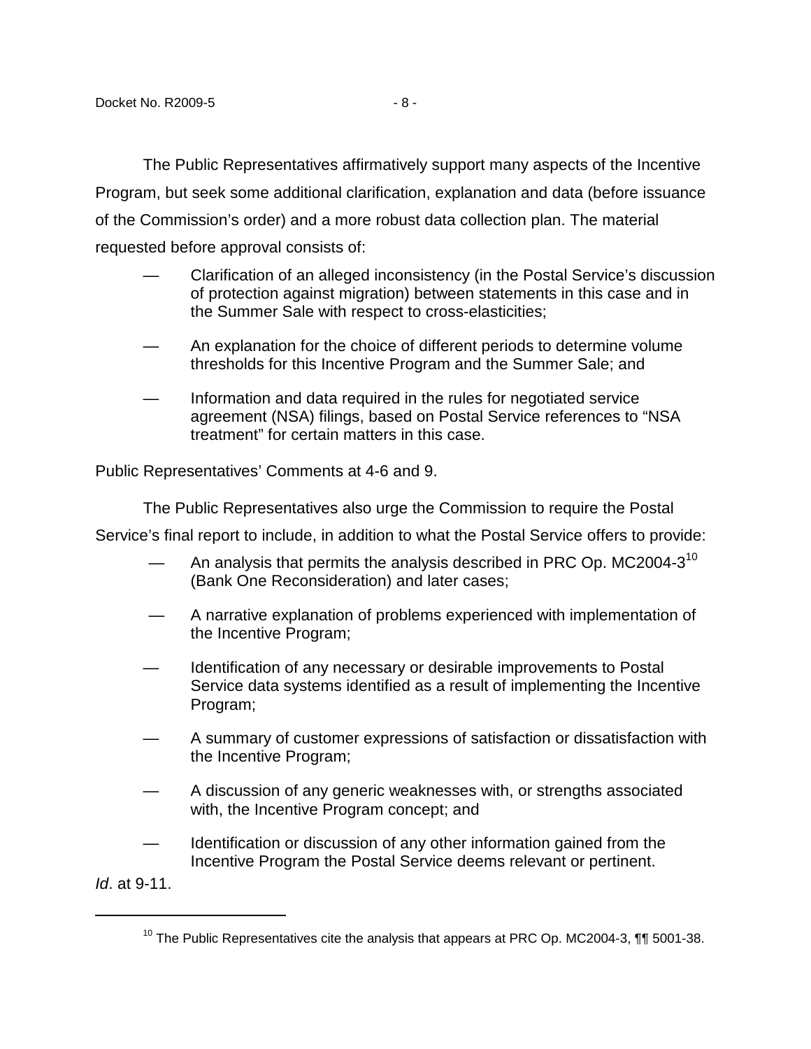The Public Representatives affirmatively support many aspects of the Incentive Program, but seek some additional clarification, explanation and data (before issuance of the Commission's order) and a more robust data collection plan. The material requested before approval consists of:

- Clarification of an alleged inconsistency (in the Postal Service's discussion of protection against migration) between statements in this case and in the Summer Sale with respect to cross-elasticities;
- An explanation for the choice of different periods to determine volume thresholds for this Incentive Program and the Summer Sale; and
- Information and data required in the rules for negotiated service agreement (NSA) filings, based on Postal Service references to "NSA treatment" for certain matters in this case.

Public Representatives' Comments at 4-6 and 9.

The Public Representatives also urge the Commission to require the Postal Service's final report to include, in addition to what the Postal Service offers to provide:

- An analysis that permits the analysis described in PRC Op. MC2004-3[10] (Bank One Reconsideration) and later cases;
- A narrative explanation of problems experienced with implementation of the Incentive Program;
- Identification of any necessary or desirable improvements to Postal Service data systems identified as a result of implementing the Incentive Program;
- A summary of customer expressions of satisfaction or dissatisfaction with the Incentive Program;
- A discussion of any generic weaknesses with, or strengths associated with, the Incentive Program concept; and
- Identification or discussion of any other information gained from the Incentive Program the Postal Service deems relevant or pertinent.

*Id*. at 9-11.

---

[10] The Public Representatives cite the analysis that appears at PRC Op. MC2004-3, ¶¶ 5001-38.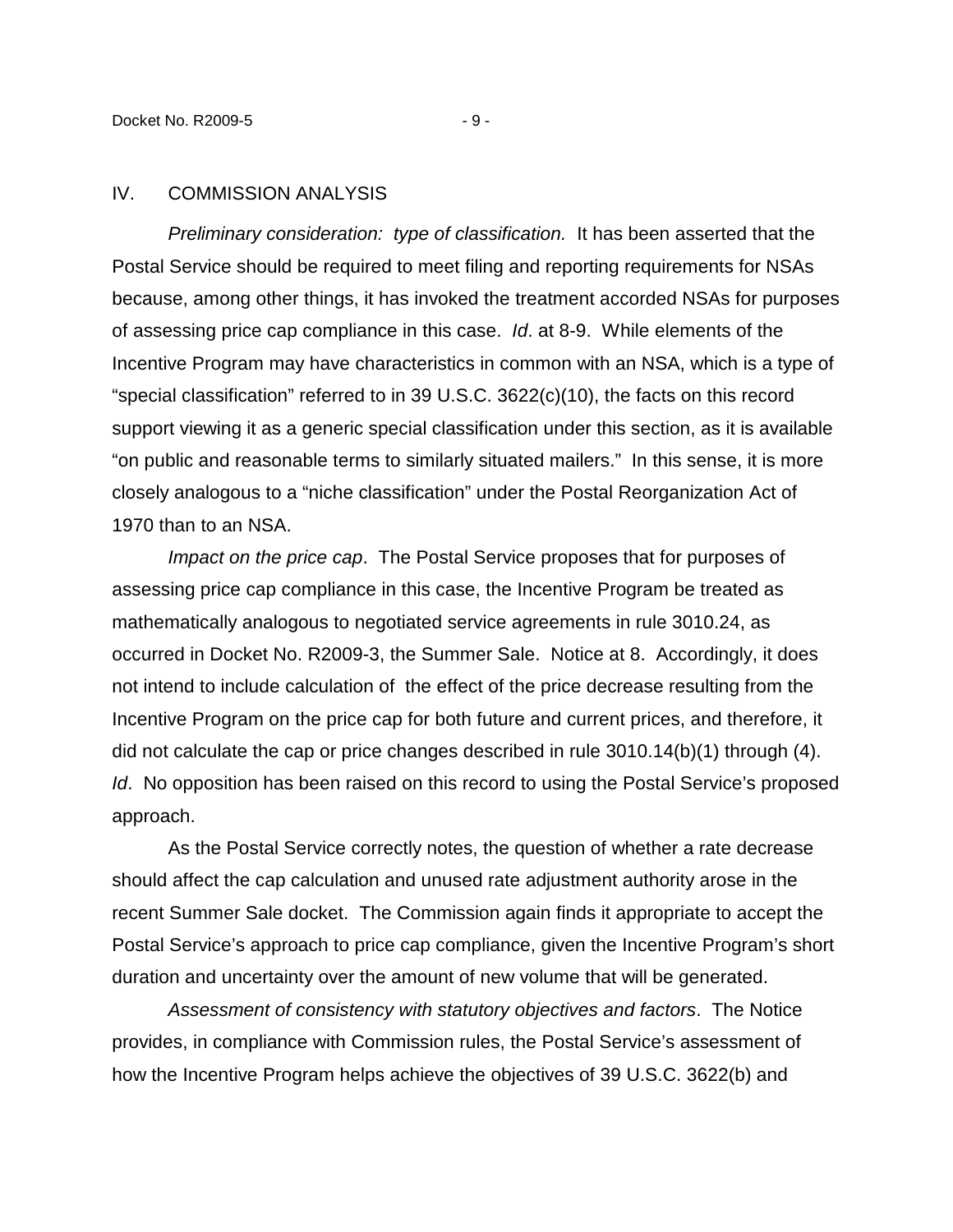## IV. COMMISSION ANALYSIS

*Preliminary consideration: type of classification.* It has been asserted that the Postal Service should be required to meet filing and reporting requirements for NSAs because, among other things, it has invoked the treatment accorded NSAs for purposes of assessing price cap compliance in this case. *Id*. at 8-9. While elements of the Incentive Program may have characteristics in common with an NSA, which is a type of "special classification" referred to in 39 U.S.C. 3622(c)(10), the facts on this record support viewing it as a generic special classification under this section, as it is available "on public and reasonable terms to similarly situated mailers." In this sense, it is more closely analogous to a "niche classification" under the Postal Reorganization Act of 1970 than to an NSA.

*Impact on the price cap*. The Postal Service proposes that for purposes of assessing price cap compliance in this case, the Incentive Program be treated as mathematically analogous to negotiated service agreements in rule 3010.24, as occurred in Docket No. R2009-3, the Summer Sale. Notice at 8. Accordingly, it does not intend to include calculation of the effect of the price decrease resulting from the Incentive Program on the price cap for both future and current prices, and therefore, it did not calculate the cap or price changes described in rule 3010.14(b)(1) through (4). *Id*. No opposition has been raised on this record to using the Postal Service's proposed approach.

As the Postal Service correctly notes, the question of whether a rate decrease should affect the cap calculation and unused rate adjustment authority arose in the recent Summer Sale docket. The Commission again finds it appropriate to accept the Postal Service's approach to price cap compliance, given the Incentive Program's short duration and uncertainty over the amount of new volume that will be generated.

*Assessment of consistency with statutory objectives and factors*. The Notice provides, in compliance with Commission rules, the Postal Service's assessment of how the Incentive Program helps achieve the objectives of 39 U.S.C. 3622(b) and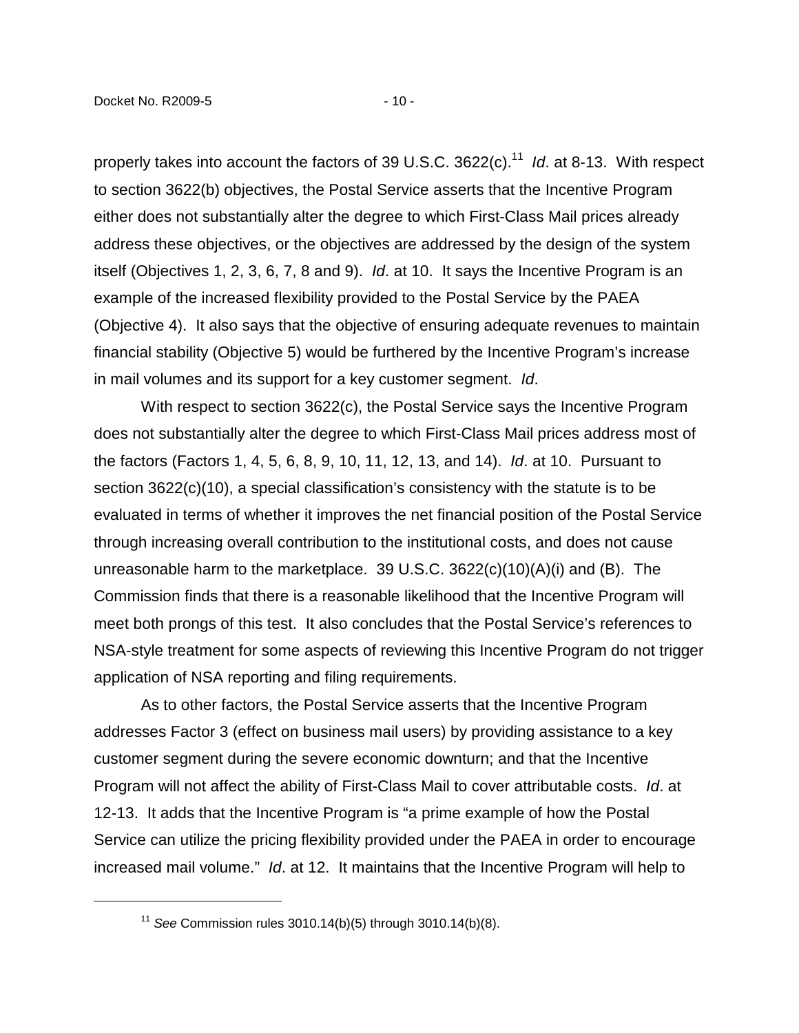properly takes into account the factors of 39 U.S.C. 3622(c).[11] *Id*. at 8-13. With respect to section 3622(b) objectives, the Postal Service asserts that the Incentive Program either does not substantially alter the degree to which First-Class Mail prices already address these objectives, or the objectives are addressed by the design of the system itself (Objectives 1, 2, 3, 6, 7, 8 and 9). *Id*. at 10. It says the Incentive Program is an example of the increased flexibility provided to the Postal Service by the PAEA (Objective 4). It also says that the objective of ensuring adequate revenues to maintain financial stability (Objective 5) would be furthered by the Incentive Program's increase in mail volumes and its support for a key customer segment. *Id*.

With respect to section 3622(c), the Postal Service says the Incentive Program does not substantially alter the degree to which First-Class Mail prices address most of the factors (Factors 1, 4, 5, 6, 8, 9, 10, 11, 12, 13, and 14). *Id*. at 10. Pursuant to section 3622(c)(10), a special classification's consistency with the statute is to be evaluated in terms of whether it improves the net financial position of the Postal Service through increasing overall contribution to the institutional costs, and does not cause unreasonable harm to the marketplace. 39 U.S.C. 3622(c)(10)(A)(i) and (B). The Commission finds that there is a reasonable likelihood that the Incentive Program will meet both prongs of this test. It also concludes that the Postal Service's references to NSA-style treatment for some aspects of reviewing this Incentive Program do not trigger application of NSA reporting and filing requirements.

As to other factors, the Postal Service asserts that the Incentive Program addresses Factor 3 (effect on business mail users) by providing assistance to a key customer segment during the severe economic downturn; and that the Incentive Program will not affect the ability of First-Class Mail to cover attributable costs. *Id*. at 12-13. It adds that the Incentive Program is "a prime example of how the Postal Service can utilize the pricing flexibility provided under the PAEA in order to encourage increased mail volume." *Id*. at 12. It maintains that the Incentive Program will help to

---

[11] *See* Commission rules 3010.14(b)(5) through 3010.14(b)(8).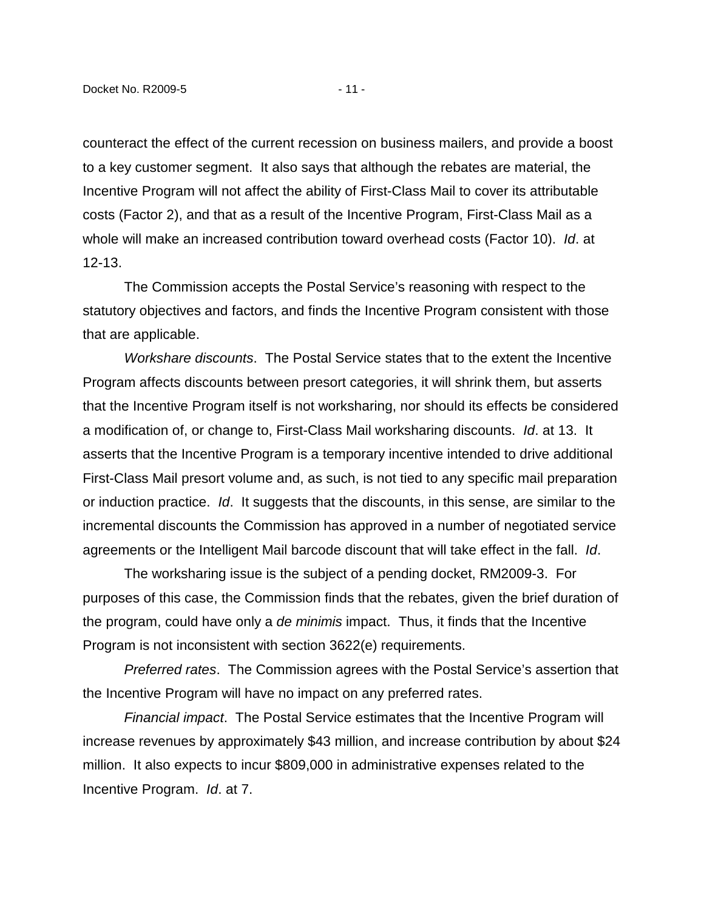counteract the effect of the current recession on business mailers, and provide a boost to a key customer segment. It also says that although the rebates are material, the Incentive Program will not affect the ability of First-Class Mail to cover its attributable costs (Factor 2), and that as a result of the Incentive Program, First-Class Mail as a whole will make an increased contribution toward overhead costs (Factor 10). *Id*. at 12-13.

The Commission accepts the Postal Service's reasoning with respect to the statutory objectives and factors, and finds the Incentive Program consistent with those that are applicable.

*Workshare discounts*. The Postal Service states that to the extent the Incentive Program affects discounts between presort categories, it will shrink them, but asserts that the Incentive Program itself is not worksharing, nor should its effects be considered a modification of, or change to, First-Class Mail worksharing discounts. *Id*. at 13. It asserts that the Incentive Program is a temporary incentive intended to drive additional First-Class Mail presort volume and, as such, is not tied to any specific mail preparation or induction practice. *Id*. It suggests that the discounts, in this sense, are similar to the incremental discounts the Commission has approved in a number of negotiated service agreements or the Intelligent Mail barcode discount that will take effect in the fall. *Id*.

The worksharing issue is the subject of a pending docket, RM2009-3. For purposes of this case, the Commission finds that the rebates, given the brief duration of the program, could have only a *de minimis* impact. Thus, it finds that the Incentive Program is not inconsistent with section 3622(e) requirements.

*Preferred rates*. The Commission agrees with the Postal Service's assertion that the Incentive Program will have no impact on any preferred rates.

*Financial impact*. The Postal Service estimates that the Incentive Program will increase revenues by approximately $43 million, and increase contribution by about $24 million. It also expects to incur $809,000 in administrative expenses related to the Incentive Program. *Id*. at 7.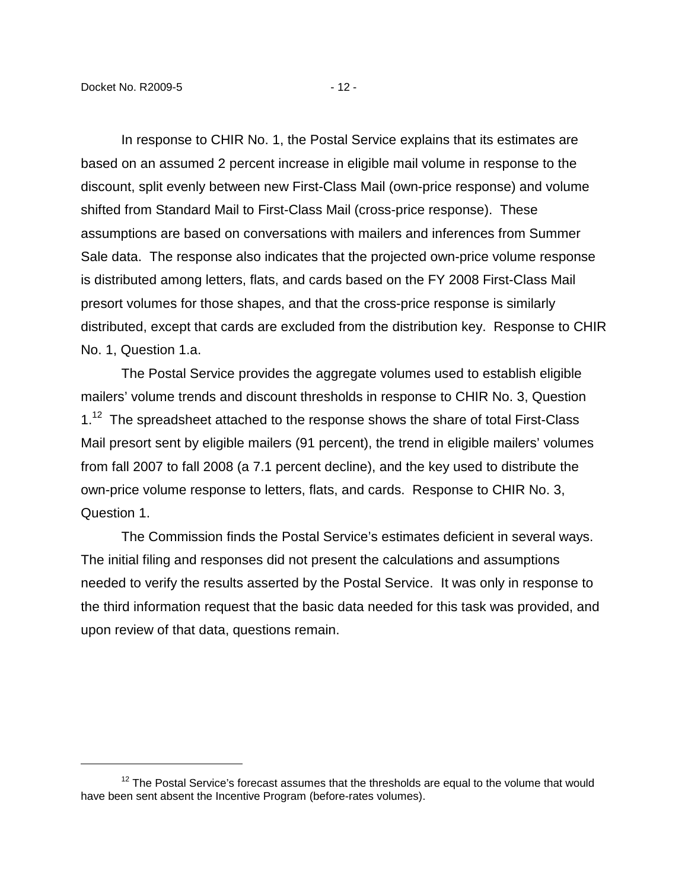In response to CHIR No. 1, the Postal Service explains that its estimates are based on an assumed 2 percent increase in eligible mail volume in response to the discount, split evenly between new First-Class Mail (own-price response) and volume shifted from Standard Mail to First-Class Mail (cross-price response). These assumptions are based on conversations with mailers and inferences from Summer Sale data. The response also indicates that the projected own-price volume response is distributed among letters, flats, and cards based on the FY 2008 First-Class Mail presort volumes for those shapes, and that the cross-price response is similarly distributed, except that cards are excluded from the distribution key. Response to CHIR No. 1, Question 1.a.

The Postal Service provides the aggregate volumes used to establish eligible mailers' volume trends and discount thresholds in response to CHIR No. 3, Question 1.[12] The spreadsheet attached to the response shows the share of total First-Class Mail presort sent by eligible mailers (91 percent), the trend in eligible mailers' volumes from fall 2007 to fall 2008 (a 7.1 percent decline), and the key used to distribute the own-price volume response to letters, flats, and cards. Response to CHIR No. 3, Question 1.

The Commission finds the Postal Service's estimates deficient in several ways. The initial filing and responses did not present the calculations and assumptions needed to verify the results asserted by the Postal Service. It was only in response to the third information request that the basic data needed for this task was provided, and upon review of that data, questions remain.

---

[12] The Postal Service's forecast assumes that the thresholds are equal to the volume that would have been sent absent the Incentive Program (before-rates volumes).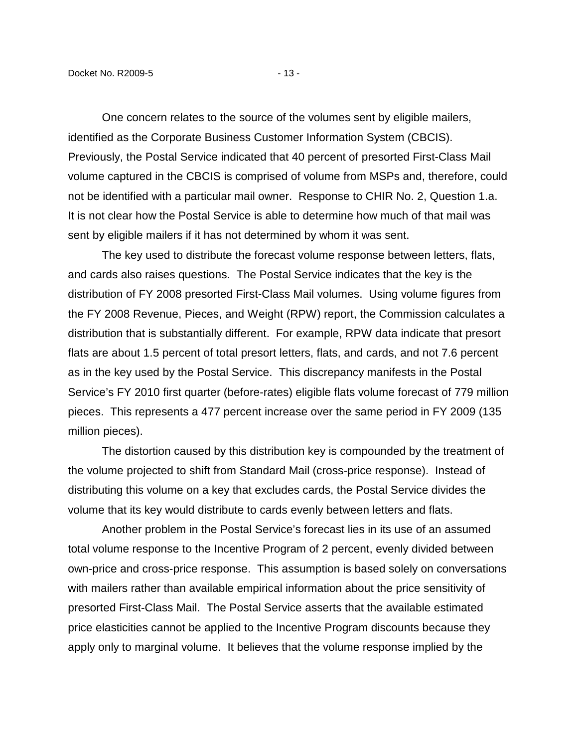One concern relates to the source of the volumes sent by eligible mailers, identified as the Corporate Business Customer Information System (CBCIS). Previously, the Postal Service indicated that 40 percent of presorted First-Class Mail volume captured in the CBCIS is comprised of volume from MSPs and, therefore, could not be identified with a particular mail owner. Response to CHIR No. 2, Question 1.a. It is not clear how the Postal Service is able to determine how much of that mail was sent by eligible mailers if it has not determined by whom it was sent.

The key used to distribute the forecast volume response between letters, flats, and cards also raises questions. The Postal Service indicates that the key is the distribution of FY 2008 presorted First-Class Mail volumes. Using volume figures from the FY 2008 Revenue, Pieces, and Weight (RPW) report, the Commission calculates a distribution that is substantially different. For example, RPW data indicate that presort flats are about 1.5 percent of total presort letters, flats, and cards, and not 7.6 percent as in the key used by the Postal Service. This discrepancy manifests in the Postal Service's FY 2010 first quarter (before-rates) eligible flats volume forecast of 779 million pieces. This represents a 477 percent increase over the same period in FY 2009 (135 million pieces).

The distortion caused by this distribution key is compounded by the treatment of the volume projected to shift from Standard Mail (cross-price response). Instead of distributing this volume on a key that excludes cards, the Postal Service divides the volume that its key would distribute to cards evenly between letters and flats.

Another problem in the Postal Service's forecast lies in its use of an assumed total volume response to the Incentive Program of 2 percent, evenly divided between own-price and cross-price response. This assumption is based solely on conversations with mailers rather than available empirical information about the price sensitivity of presorted First-Class Mail. The Postal Service asserts that the available estimated price elasticities cannot be applied to the Incentive Program discounts because they apply only to marginal volume. It believes that the volume response implied by the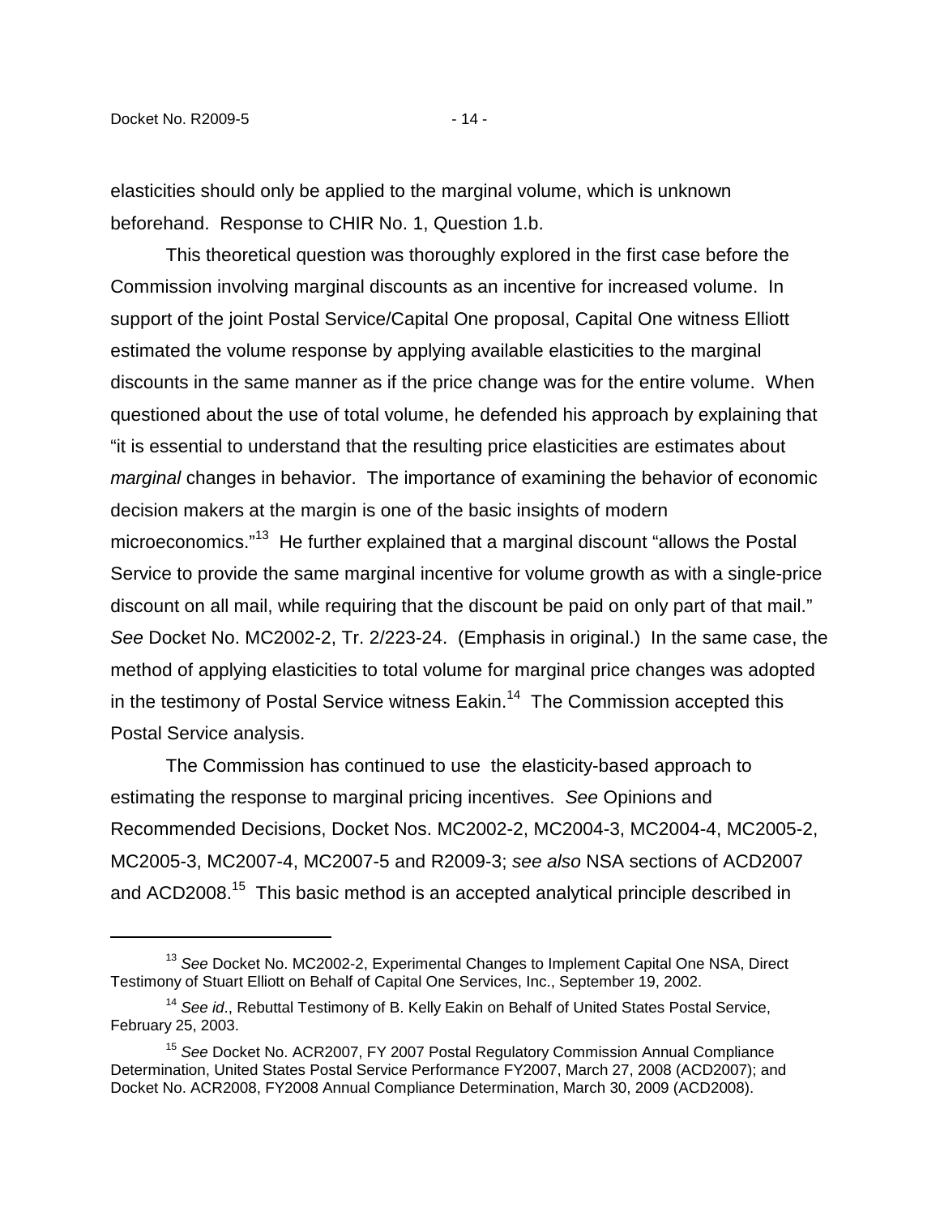elasticities should only be applied to the marginal volume, which is unknown beforehand. Response to CHIR No. 1, Question 1.b.

This theoretical question was thoroughly explored in the first case before the Commission involving marginal discounts as an incentive for increased volume. In support of the joint Postal Service/Capital One proposal, Capital One witness Elliott estimated the volume response by applying available elasticities to the marginal discounts in the same manner as if the price change was for the entire volume. When questioned about the use of total volume, he defended his approach by explaining that "it is essential to understand that the resulting price elasticities are estimates about *marginal* changes in behavior. The importance of examining the behavior of economic decision makers at the margin is one of the basic insights of modern microeconomics."[13] He further explained that a marginal discount "allows the Postal Service to provide the same marginal incentive for volume growth as with a single-price discount on all mail, while requiring that the discount be paid on only part of that mail." *See* Docket No. MC2002-2, Tr. 2/223-24. (Emphasis in original.) In the same case, the method of applying elasticities to total volume for marginal price changes was adopted in the testimony of Postal Service witness Eakin.[14] The Commission accepted this Postal Service analysis.

The Commission has continued to use the elasticity-based approach to estimating the response to marginal pricing incentives. *See* Opinions and Recommended Decisions, Docket Nos. MC2002-2, MC2004-3, MC2004-4, MC2005-2, MC2005-3, MC2007-4, MC2007-5 and R2009-3; *see also* NSA sections of ACD2007 and ACD2008.[15] This basic method is an accepted analytical principle described in

---

[13] *See* Docket No. MC2002-2, Experimental Changes to Implement Capital One NSA, Direct Testimony of Stuart Elliott on Behalf of Capital One Services, Inc., September 19, 2002.

[14] *See id*., Rebuttal Testimony of B. Kelly Eakin on Behalf of United States Postal Service, February 25, 2003.

[15] *See* Docket No. ACR2007, FY 2007 Postal Regulatory Commission Annual Compliance Determination, United States Postal Service Performance FY2007, March 27, 2008 (ACD2007); and Docket No. ACR2008, FY2008 Annual Compliance Determination, March 30, 2009 (ACD2008).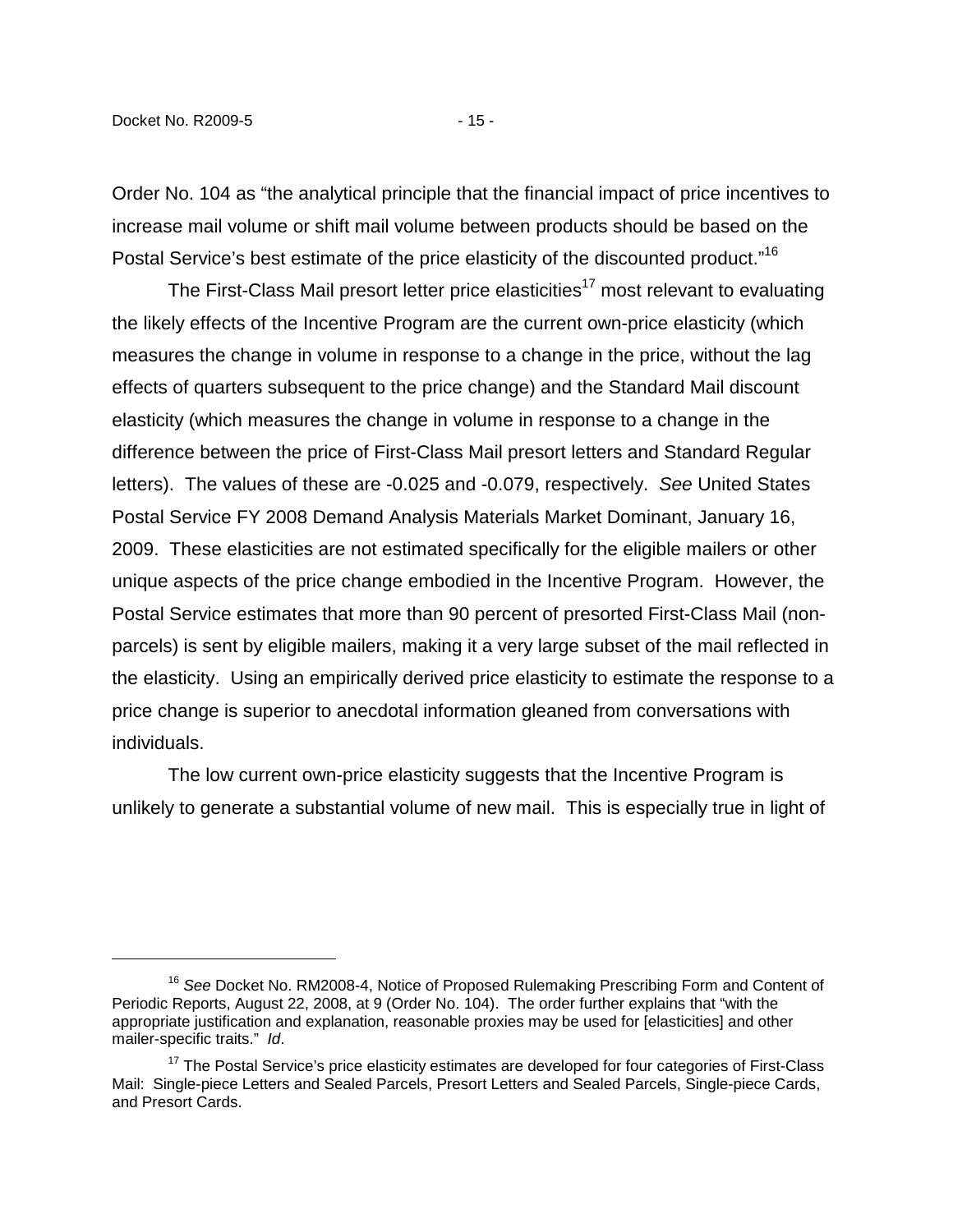Order No. 104 as “the analytical principle that the financial impact of price incentives to increase mail volume or shift mail volume between products should be based on the Postal Service’s best estimate of the price elasticity of the discounted product.”[16]

The First-Class Mail presort letter price elasticities[17] most relevant to evaluating the likely effects of the Incentive Program are the current own-price elasticity (which measures the change in volume in response to a change in the price, without the lag effects of quarters subsequent to the price change) and the Standard Mail discount elasticity (which measures the change in volume in response to a change in the difference between the price of First-Class Mail presort letters and Standard Regular letters). The values of these are -0.025 and -0.079, respectively. *See* United States Postal Service FY 2008 Demand Analysis Materials Market Dominant, January 16, 2009. These elasticities are not estimated specifically for the eligible mailers or other unique aspects of the price change embodied in the Incentive Program. However, the Postal Service estimates that more than 90 percent of presorted First-Class Mail (non-parcels) is sent by eligible mailers, making it a very large subset of the mail reflected in the elasticity. Using an empirically derived price elasticity to estimate the response to a price change is superior to anecdotal information gleaned from conversations with individuals.

The low current own-price elasticity suggests that the Incentive Program is unlikely to generate a substantial volume of new mail. This is especially true in light of

---

[16] *See* Docket No. RM2008-4, Notice of Proposed Rulemaking Prescribing Form and Content of Periodic Reports, August 22, 2008, at 9 (Order No. 104). The order further explains that “with the appropriate justification and explanation, reasonable proxies may be used for [elasticities] and other mailer-specific traits.” *Id*.

[17] The Postal Service’s price elasticity estimates are developed for four categories of First-Class Mail: Single-piece Letters and Sealed Parcels, Presort Letters and Sealed Parcels, Single-piece Cards, and Presort Cards.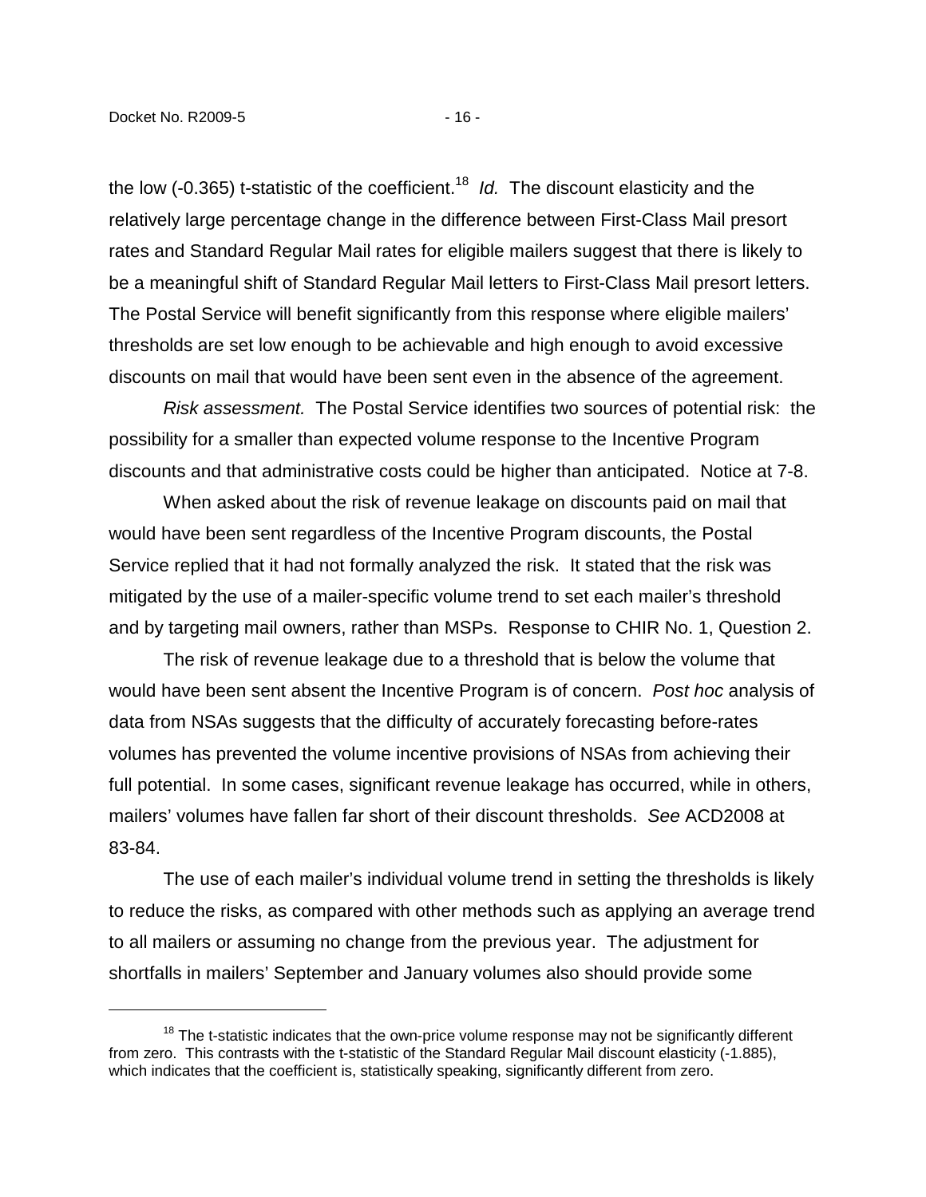the low (-0.365) t-statistic of the coefficient.[18] *Id.* The discount elasticity and the relatively large percentage change in the difference between First-Class Mail presort rates and Standard Regular Mail rates for eligible mailers suggest that there is likely to be a meaningful shift of Standard Regular Mail letters to First-Class Mail presort letters. The Postal Service will benefit significantly from this response where eligible mailers' thresholds are set low enough to be achievable and high enough to avoid excessive discounts on mail that would have been sent even in the absence of the agreement.

*Risk assessment.* The Postal Service identifies two sources of potential risk: the possibility for a smaller than expected volume response to the Incentive Program discounts and that administrative costs could be higher than anticipated. Notice at 7-8.

When asked about the risk of revenue leakage on discounts paid on mail that would have been sent regardless of the Incentive Program discounts, the Postal Service replied that it had not formally analyzed the risk. It stated that the risk was mitigated by the use of a mailer-specific volume trend to set each mailer's threshold and by targeting mail owners, rather than MSPs. Response to CHIR No. 1, Question 2.

The risk of revenue leakage due to a threshold that is below the volume that would have been sent absent the Incentive Program is of concern. *Post hoc* analysis of data from NSAs suggests that the difficulty of accurately forecasting before-rates volumes has prevented the volume incentive provisions of NSAs from achieving their full potential. In some cases, significant revenue leakage has occurred, while in others, mailers' volumes have fallen far short of their discount thresholds. *See* ACD2008 at 83-84.

The use of each mailer's individual volume trend in setting the thresholds is likely to reduce the risks, as compared with other methods such as applying an average trend to all mailers or assuming no change from the previous year. The adjustment for shortfalls in mailers' September and January volumes also should provide some

---

[18] The t-statistic indicates that the own-price volume response may not be significantly different from zero. This contrasts with the t-statistic of the Standard Regular Mail discount elasticity (-1.885), which indicates that the coefficient is, statistically speaking, significantly different from zero.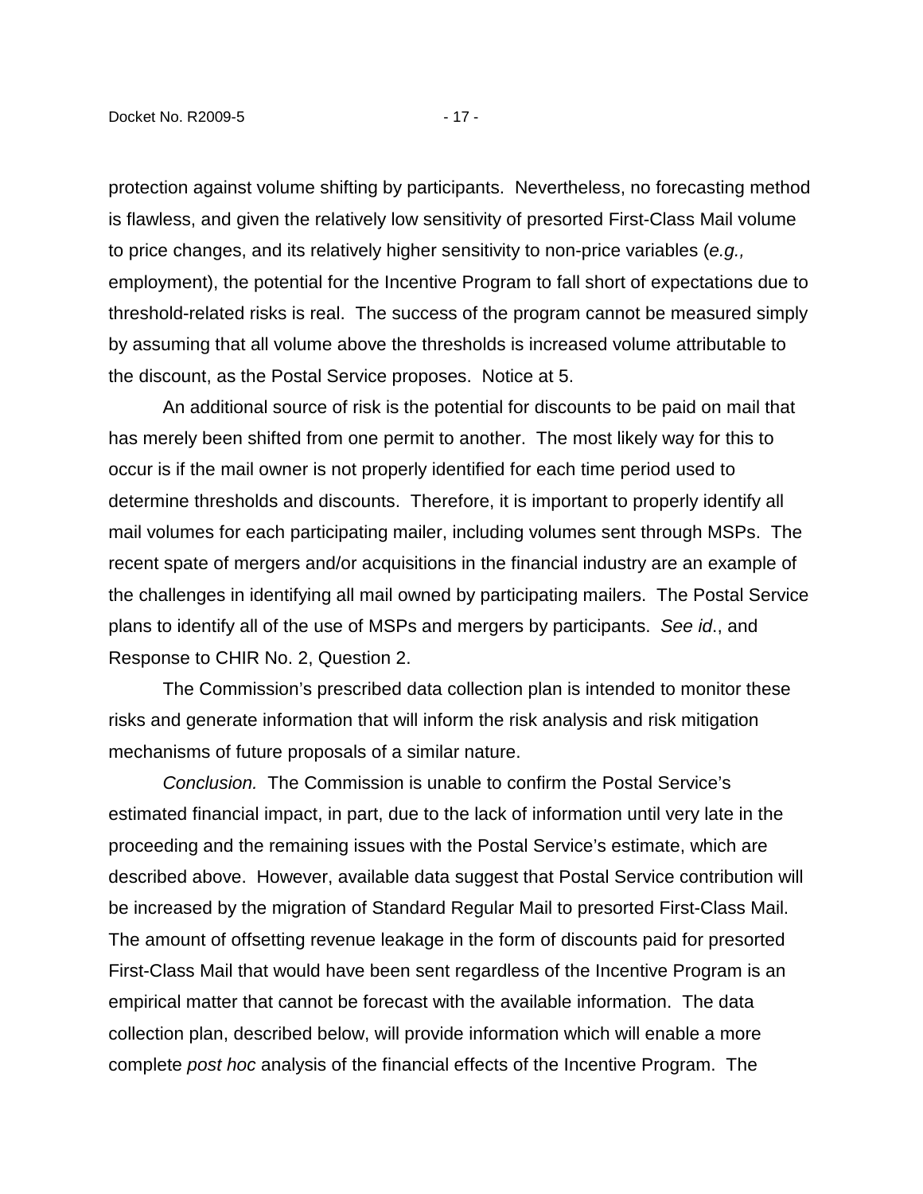protection against volume shifting by participants. Nevertheless, no forecasting method is flawless, and given the relatively low sensitivity of presorted First-Class Mail volume to price changes, and its relatively higher sensitivity to non-price variables (*e.g.,* employment), the potential for the Incentive Program to fall short of expectations due to threshold-related risks is real. The success of the program cannot be measured simply by assuming that all volume above the thresholds is increased volume attributable to the discount, as the Postal Service proposes. Notice at 5.

An additional source of risk is the potential for discounts to be paid on mail that has merely been shifted from one permit to another. The most likely way for this to occur is if the mail owner is not properly identified for each time period used to determine thresholds and discounts. Therefore, it is important to properly identify all mail volumes for each participating mailer, including volumes sent through MSPs. The recent spate of mergers and/or acquisitions in the financial industry are an example of the challenges in identifying all mail owned by participating mailers. The Postal Service plans to identify all of the use of MSPs and mergers by participants. *See id*., and Response to CHIR No. 2, Question 2.

The Commission's prescribed data collection plan is intended to monitor these risks and generate information that will inform the risk analysis and risk mitigation mechanisms of future proposals of a similar nature.

*Conclusion.* The Commission is unable to confirm the Postal Service's estimated financial impact, in part, due to the lack of information until very late in the proceeding and the remaining issues with the Postal Service's estimate, which are described above. However, available data suggest that Postal Service contribution will be increased by the migration of Standard Regular Mail to presorted First-Class Mail. The amount of offsetting revenue leakage in the form of discounts paid for presorted First-Class Mail that would have been sent regardless of the Incentive Program is an empirical matter that cannot be forecast with the available information. The data collection plan, described below, will provide information which will enable a more complete *post hoc* analysis of the financial effects of the Incentive Program. The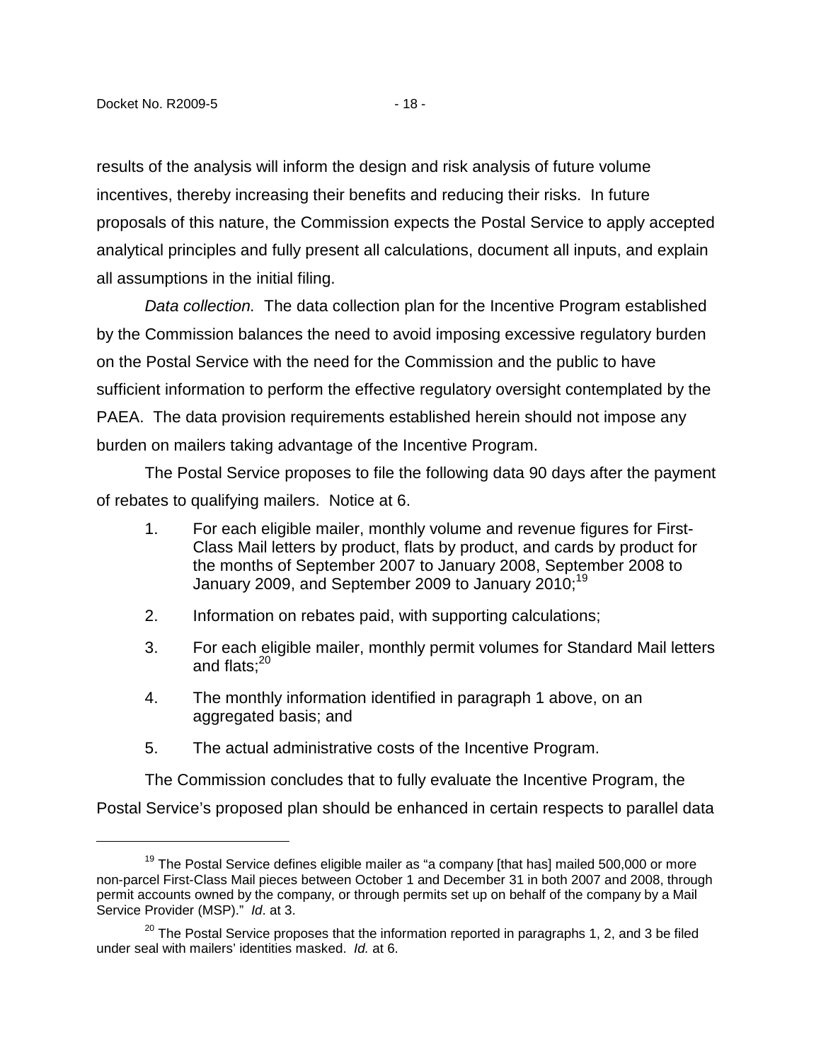results of the analysis will inform the design and risk analysis of future volume incentives, thereby increasing their benefits and reducing their risks. In future proposals of this nature, the Commission expects the Postal Service to apply accepted analytical principles and fully present all calculations, document all inputs, and explain all assumptions in the initial filing.

*Data collection.* The data collection plan for the Incentive Program established by the Commission balances the need to avoid imposing excessive regulatory burden on the Postal Service with the need for the Commission and the public to have sufficient information to perform the effective regulatory oversight contemplated by the PAEA. The data provision requirements established herein should not impose any burden on mailers taking advantage of the Incentive Program.

The Postal Service proposes to file the following data 90 days after the payment of rebates to qualifying mailers. Notice at 6.

1. For each eligible mailer, monthly volume and revenue figures for First-Class Mail letters by product, flats by product, and cards by product for the months of September 2007 to January 2008, September 2008 to January 2009, and September 2009 to January 2010;[19]

2. Information on rebates paid, with supporting calculations;

3. For each eligible mailer, monthly permit volumes for Standard Mail letters and flats;[20]

4. The monthly information identified in paragraph 1 above, on an aggregated basis; and

5. The actual administrative costs of the Incentive Program.

The Commission concludes that to fully evaluate the Incentive Program, the Postal Service's proposed plan should be enhanced in certain respects to parallel data

---

[19] The Postal Service defines eligible mailer as "a company [that has] mailed 500,000 or more non-parcel First-Class Mail pieces between October 1 and December 31 in both 2007 and 2008, through permit accounts owned by the company, or through permits set up on behalf of the company by a Mail Service Provider (MSP)." *Id*. at 3.

[20] The Postal Service proposes that the information reported in paragraphs 1, 2, and 3 be filed under seal with mailers' identities masked. *Id.* at 6.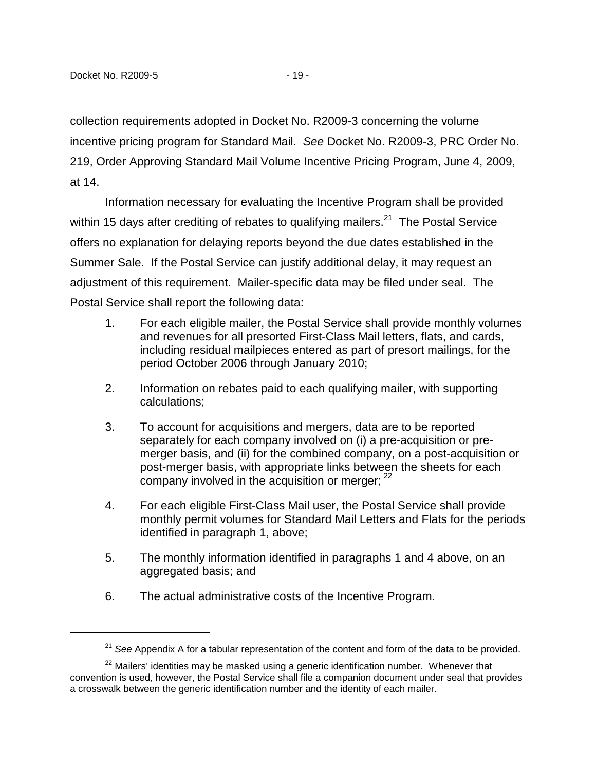collection requirements adopted in Docket No. R2009-3 concerning the volume incentive pricing program for Standard Mail. *See* Docket No. R2009-3, PRC Order No. 219, Order Approving Standard Mail Volume Incentive Pricing Program, June 4, 2009, at 14.

Information necessary for evaluating the Incentive Program shall be provided within 15 days after crediting of rebates to qualifying mailers.[21] The Postal Service offers no explanation for delaying reports beyond the due dates established in the Summer Sale. If the Postal Service can justify additional delay, it may request an adjustment of this requirement. Mailer-specific data may be filed under seal. The Postal Service shall report the following data:

1. For each eligible mailer, the Postal Service shall provide monthly volumes and revenues for all presorted First-Class Mail letters, flats, and cards, including residual mailpieces entered as part of presort mailings, for the period October 2006 through January 2010;

2. Information on rebates paid to each qualifying mailer, with supporting calculations;

3. To account for acquisitions and mergers, data are to be reported separately for each company involved on (i) a pre-acquisition or pre-merger basis, and (ii) for the combined company, on a post-acquisition or post-merger basis, with appropriate links between the sheets for each company involved in the acquisition or merger; [22]

4. For each eligible First-Class Mail user, the Postal Service shall provide monthly permit volumes for Standard Mail Letters and Flats for the periods identified in paragraph 1, above;

5. The monthly information identified in paragraphs 1 and 4 above, on an aggregated basis; and

6. The actual administrative costs of the Incentive Program.

---

[21] *See* Appendix A for a tabular representation of the content and form of the data to be provided.

[22] Mailers' identities may be masked using a generic identification number. Whenever that convention is used, however, the Postal Service shall file a companion document under seal that provides a crosswalk between the generic identification number and the identity of each mailer.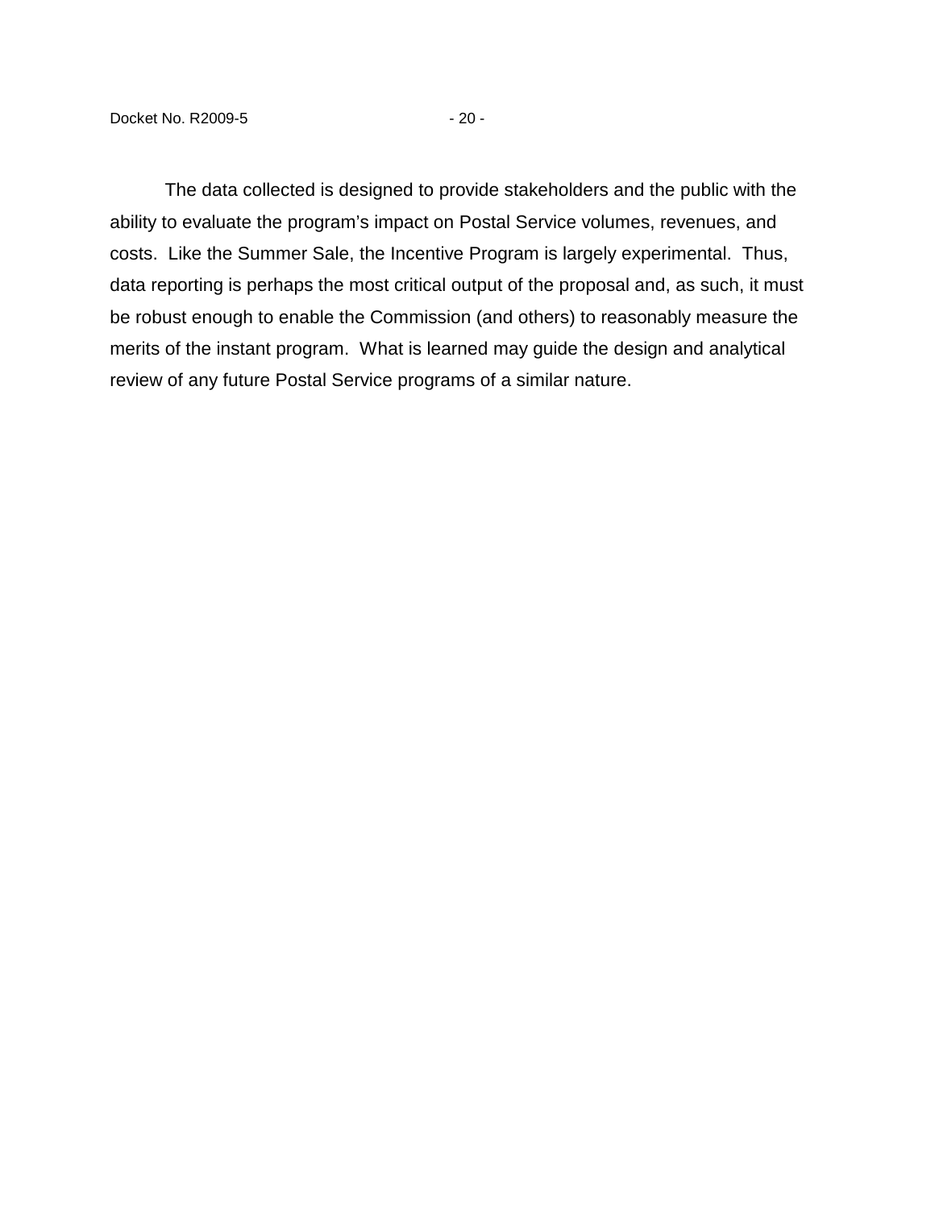The data collected is designed to provide stakeholders and the public with the ability to evaluate the program's impact on Postal Service volumes, revenues, and costs. Like the Summer Sale, the Incentive Program is largely experimental. Thus, data reporting is perhaps the most critical output of the proposal and, as such, it must be robust enough to enable the Commission (and others) to reasonably measure the merits of the instant program. What is learned may guide the design and analytical review of any future Postal Service programs of a similar nature.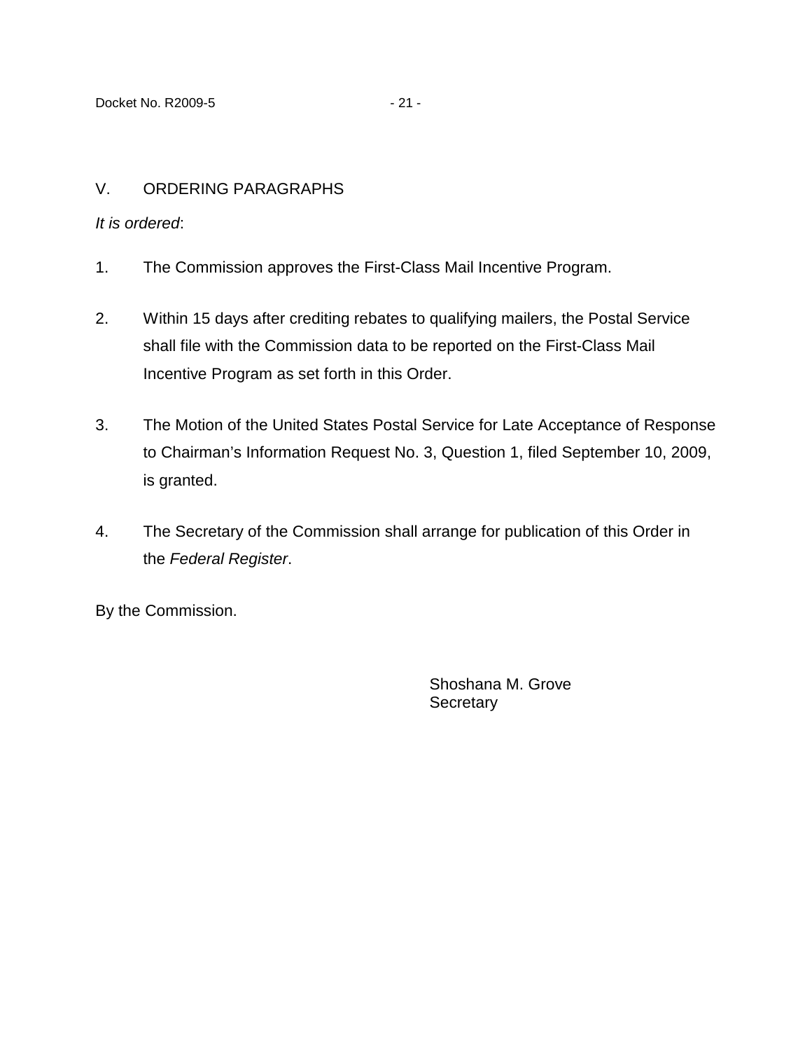## V. ORDERING PARAGRAPHS

*It is ordered*:

1. The Commission approves the First-Class Mail Incentive Program.

2. Within 15 days after crediting rebates to qualifying mailers, the Postal Service shall file with the Commission data to be reported on the First-Class Mail Incentive Program as set forth in this Order.

3. The Motion of the United States Postal Service for Late Acceptance of Response to Chairman's Information Request No. 3, Question 1, filed September 10, 2009, is granted.

4. The Secretary of the Commission shall arrange for publication of this Order in the *Federal Register*.

By the Commission.

Shoshana M. Grove
Secretary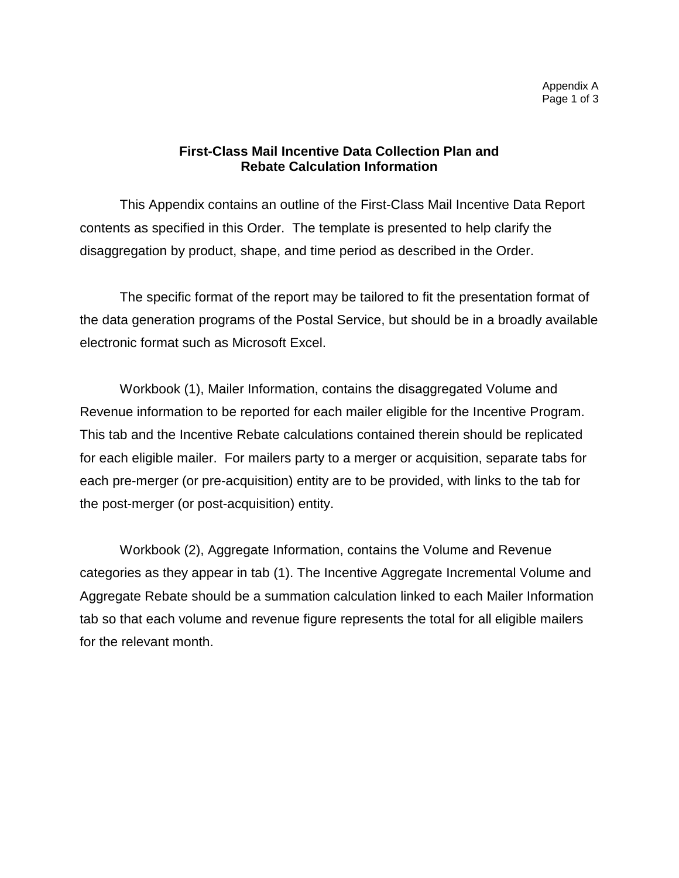Appendix A

## First-Class Mail Incentive Data Collection Plan and Rebate Calculation Information

This Appendix contains an outline of the First-Class Mail Incentive Data Report contents as specified in this Order. The template is presented to help clarify the disaggregation by product, shape, and time period as described in the Order.

The specific format of the report may be tailored to fit the presentation format of the data generation programs of the Postal Service, but should be in a broadly available electronic format such as Microsoft Excel.

Workbook (1), Mailer Information, contains the disaggregated Volume and Revenue information to be reported for each mailer eligible for the Incentive Program. This tab and the Incentive Rebate calculations contained therein should be replicated for each eligible mailer. For mailers party to a merger or acquisition, separate tabs for each pre-merger (or pre-acquisition) entity are to be provided, with links to the tab for the post-merger (or post-acquisition) entity.

Workbook (2), Aggregate Information, contains the Volume and Revenue categories as they appear in tab (1). The Incentive Aggregate Incremental Volume and Aggregate Rebate should be a summation calculation linked to each Mailer Information tab so that each volume and revenue figure represents the total for all eligible mailers for the relevant month.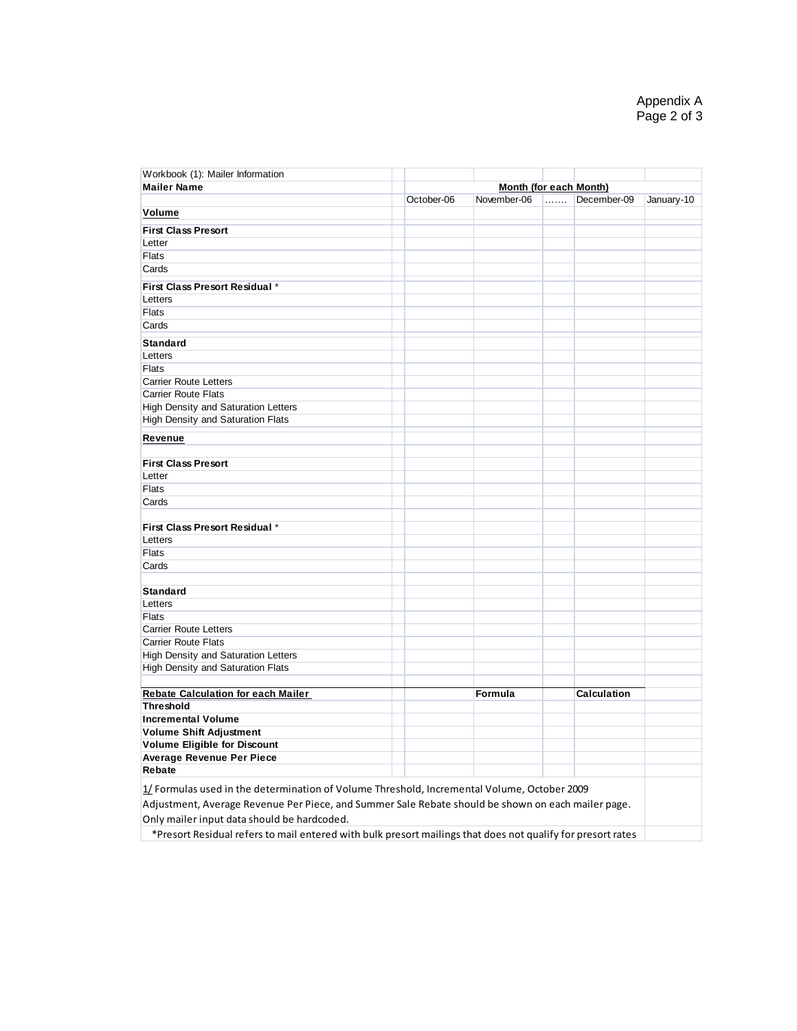| Workbook (1): Mailer Information | | | | | |
|---|---|---|---|---|---|
| **Mailer Name** | **Month (for each Month)** | | | | |
| | October-06 | November-06 | ……. | December-09 | January-10 |
| **Volume** | | | | | |
| **First Class Presort** | | | | | |
| Letter | | | | | |
| Flats | | | | | |
| Cards | | | | | |
| **First Class Presort Residual** * | | | | | |
| Letters | | | | | |
| Flats | | | | | |
| Cards | | | | | |
| **Standard** | | | | | |
| Letters | | | | | |
| Flats | | | | | |
| Carrier Route Letters | | | | | |
| Carrier Route Flats | | | | | |
| High Density and Saturation Letters | | | | | |
| High Density and Saturation Flats | | | | | |
| **Revenue** | | | | | |
| **First Class Presort** | | | | | |
| Letter | | | | | |
| Flats | | | | | |
| Cards | | | | | |
| **First Class Presort Residual** * | | | | | |
| Letters | | | | | |
| Flats | | | | | |
| Cards | | | | | |
| **Standard** | | | | | |
| Letters | | | | | |
| Flats | | | | | |
| Carrier Route Letters | | | | | |
| Carrier Route Flats | | | | | |
| High Density and Saturation Letters | | | | | |
| High Density and Saturation Flats | | | | | |
| **Rebate Calculation for each Mailer** | | **Formula** | | **Calculation** | |
| **Threshold** | | | | | |
| **Incremental Volume** | | | | | |
| **Volume Shift Adjustment** | | | | | |
| **Volume Eligible for Discount** | | | | | |
| **Average Revenue Per Piece** | | | | | |
| **Rebate** | | | | | |

1/ Formulas used in the determination of Volume Threshold, Incremental Volume, October 2009 Adjustment, Average Revenue Per Piece, and Summer Sale Rebate should be shown on each mailer page. Only mailer input data should be hardcoded.

*Presort Residual refers to mail entered with bulk presort mailings that does not qualify for presort rates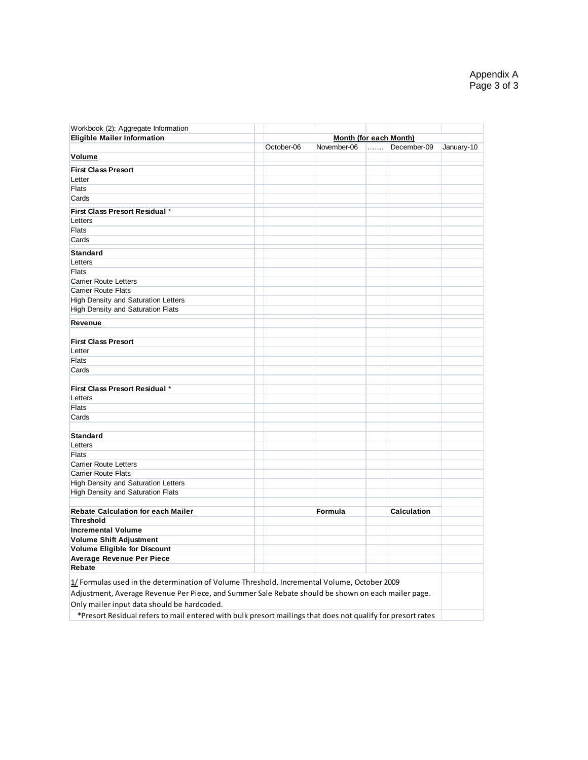Appendix A

| Workbook (2): Aggregate Information | | | | | | |
|---|---|---|---|---|---|---|
| **Eligible Mailer Information** | | | **Month (for each Month)** | | | |
| | | October-06 | November-06 | ....... | December-09 | January-10 |
| **Volume** | | | | | | |
| **First Class Presort** | | | | | | |
| Letter | | | | | | |
| Flats | | | | | | |
| Cards | | | | | | |
| **First Class Presort Residual** * | | | | | | |
| Letters | | | | | | |
| Flats | | | | | | |
| Cards | | | | | | |
| **Standard** | | | | | | |
| Letters | | | | | | |
| Flats | | | | | | |
| Carrier Route Letters | | | | | | |
| Carrier Route Flats | | | | | | |
| High Density and Saturation Letters | | | | | | |
| High Density and Saturation Flats | | | | | | |
| **Revenue** | | | | | | |
| **First Class Presort** | | | | | | |
| Letter | | | | | | |
| Flats | | | | | | |
| Cards | | | | | | |
| **First Class Presort Residual** * | | | | | | |
| Letters | | | | | | |
| Flats | | | | | | |
| Cards | | | | | | |
| **Standard** | | | | | | |
| Letters | | | | | | |
| Flats | | | | | | |
| Carrier Route Letters | | | | | | |
| Carrier Route Flats | | | | | | |
| High Density and Saturation Letters | | | | | | |
| High Density and Saturation Flats | | | | | | |
| **Rebate Calculation for each Mailer** | | | **Formula** | | **Calculation** | |
| **Threshold** | | | | | | |
| **Incremental Volume** | | | | | | |
| **Volume Shift Adjustment** | | | | | | |
| **Volume Eligible for Discount** | | | | | | |
| **Average Revenue Per Piece** | | | | | | |
| **Rebate** | | | | | | |

1/ Formulas used in the determination of Volume Threshold, Incremental Volume, October 2009 Adjustment, Average Revenue Per Piece, and Summer Sale Rebate should be shown on each mailer page. Only mailer input data should be hardcoded.

*Presort Residual refers to mail entered with bulk presort mailings that does not qualify for presort rates